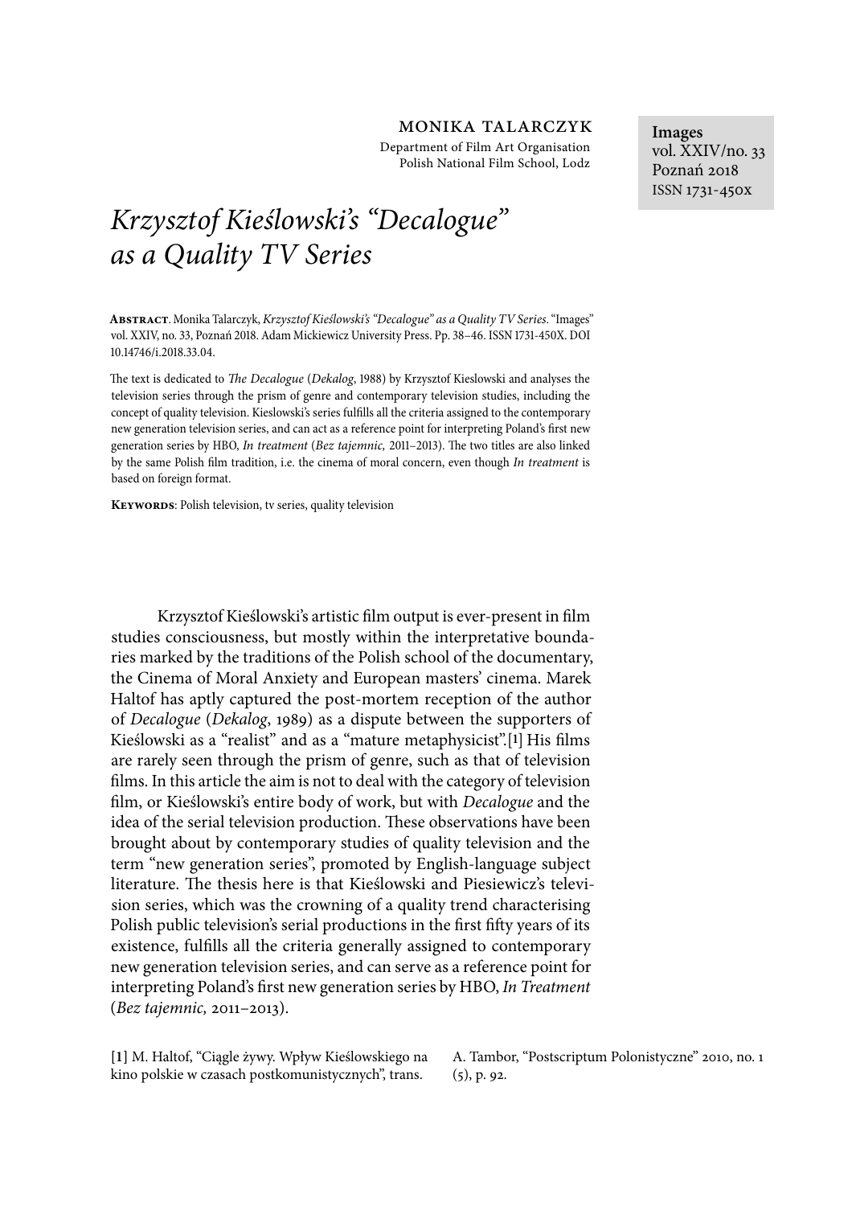Monika Talarczyk

Department of Film Art Organisation
Polish National Film School, Lodz

**Images**
vol. XXIV/no. 33
Poznań 2018
ISSN 1731-450x

# *Krzysztof Kieślowski's "Decalogue" as a Quality TV Series*

**Abstract**. Monika Talarczyk, *Krzysztof Kieślowski's "Decalogue" as a Quality TV Series*. "Images" vol. XXIV, no. 33, Poznań 2018. Adam Mickiewicz University Press. Pp. 38–46. ISSN 1731-450X. DOI 10.14746/i.2018.33.04.

The text is dedicated to *The Decalogue* (*Dekalog*, 1988) by Krzysztof Kieslowski and analyses the television series through the prism of genre and contemporary television studies, including the concept of quality television. Kieslowski's series fulfills all the criteria assigned to the contemporary new generation television series, and can act as a reference point for interpreting Poland's first new generation series by HBO, *In treatment* (*Bez tajemnic,* 2011–2013). The two titles are also linked by the same Polish film tradition, i.e. the cinema of moral concern, even though *In treatment* is based on foreign format.

**Keywords**: Polish television, tv series, quality television

Krzysztof Kieślowski's artistic film output is ever-present in film studies consciousness, but mostly within the interpretative boundaries marked by the traditions of the Polish school of the documentary, the Cinema of Moral Anxiety and European masters' cinema. Marek Haltof has aptly captured the post-mortem reception of the author of *Decalogue* (*Dekalog*, 1989) as a dispute between the supporters of Kieślowski as a "realist" and as a "mature metaphysicist".[1] His films are rarely seen through the prism of genre, such as that of television films. In this article the aim is not to deal with the category of television film, or Kieślowski's entire body of work, but with *Decalogue* and the idea of the serial television production. These observations have been brought about by contemporary studies of quality television and the term "new generation series", promoted by English-language subject literature. The thesis here is that Kieślowski and Piesiewicz's television series, which was the crowning of a quality trend characterising Polish public television's serial productions in the first fifty years of its existence, fulfills all the criteria generally assigned to contemporary new generation television series, and can serve as a reference point for interpreting Poland's first new generation series by HBO, *In Treatment* (*Bez tajemnic,* 2011–2013).

[1] M. Haltof, "Ciągle żywy. Wpływ Kieślowskiego na kino polskie w czasach postkomunistycznych", trans. A. Tambor, "Postscriptum Polonistyczne" 2010, no. 1 (5), p. 92.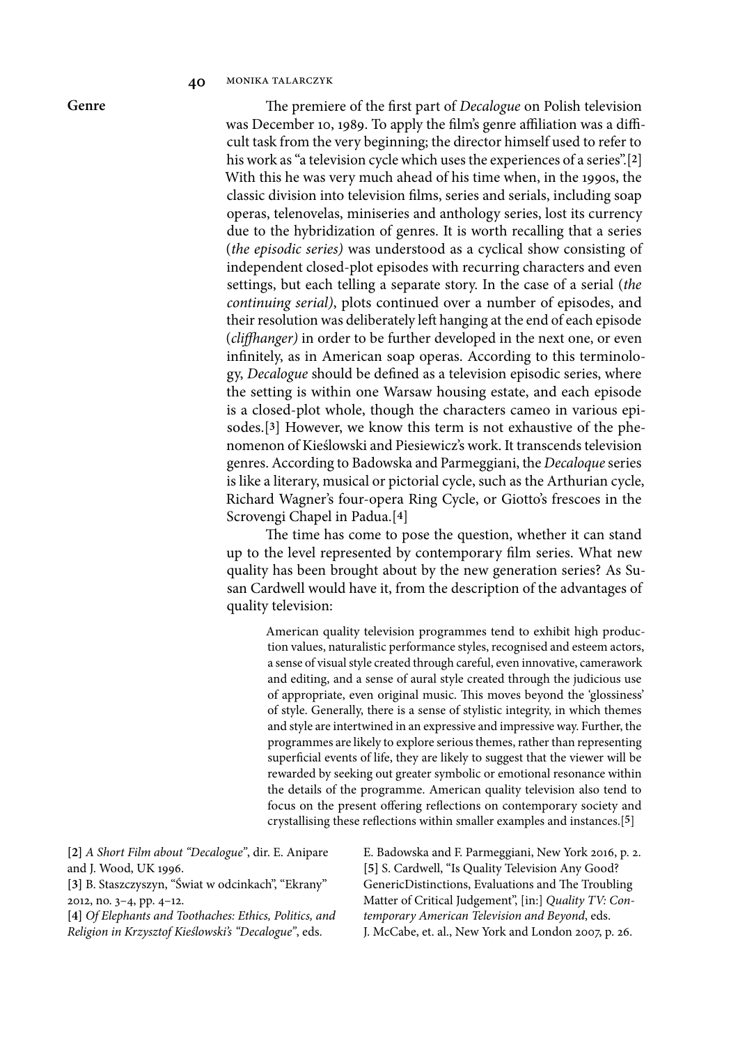## Genre

The premiere of the first part of *Decalogue* on Polish television was December 10, 1989. To apply the film's genre affiliation was a difficult task from the very beginning; the director himself used to refer to his work as "a television cycle which uses the experiences of a series".[2] With this he was very much ahead of his time when, in the 1990s, the classic division into television films, series and serials, including soap operas, telenovelas, miniseries and anthology series, lost its currency due to the hybridization of genres. It is worth recalling that a series (*the episodic series)* was understood as a cyclical show consisting of independent closed-plot episodes with recurring characters and even settings, but each telling a separate story. In the case of a serial (*the continuing serial)*, plots continued over a number of episodes, and their resolution was deliberately left hanging at the end of each episode (*cliffhanger)* in order to be further developed in the next one, or even infinitely, as in American soap operas. According to this terminology, *Decalogue* should be defined as a television episodic series, where the setting is within one Warsaw housing estate, and each episode is a closed-plot whole, though the characters cameo in various episodes.[3] However, we know this term is not exhaustive of the phenomenon of Kieślowski and Piesiewicz's work. It transcends television genres. According to Badowska and Parmeggiani, the *Decaloque* series is like a literary, musical or pictorial cycle, such as the Arthurian cycle, Richard Wagner's four-opera Ring Cycle, or Giotto's frescoes in the Scrovengi Chapel in Padua.[4]

The time has come to pose the question, whether it can stand up to the level represented by contemporary film series. What new quality has been brought about by the new generation series? As Susan Cardwell would have it, from the description of the advantages of quality television:

> American quality television programmes tend to exhibit high production values, naturalistic performance styles, recognised and esteem actors, a sense of visual style created through careful, even innovative, camerawork and editing, and a sense of aural style created through the judicious use of appropriate, even original music. This moves beyond the 'glossiness' of style. Generally, there is a sense of stylistic integrity, in which themes and style are intertwined in an expressive and impressive way. Further, the programmes are likely to explore serious themes, rather than representing superficial events of life, they are likely to suggest that the viewer will be rewarded by seeking out greater symbolic or emotional resonance within the details of the programme. American quality television also tend to focus on the present offering reflections on contemporary society and crystallising these reflections within smaller examples and instances.[5]

[2] *A Short Film about "Decalogue"*, dir. E. Anipare and J. Wood, UK 1996.

[3] B. Staszczyszyn, "Świat w odcinkach", "Ekrany" 2012, no. 3–4, pp. 4–12.

[4] *Of Elephants and Toothaches: Ethics, Politics, and Religion in Krzysztof Kieślowski's "Decalogue"*, eds. E. Badowska and F. Parmeggiani, New York 2016, p. 2.

[5] S. Cardwell, "Is Quality Television Any Good? GenericDistinctions, Evaluations and The Troubling Matter of Critical Judgement", [in:] *Quality TV: Contemporary American Television and Beyond*, eds. J. McCabe, et. al., New York and London 2007, p. 26.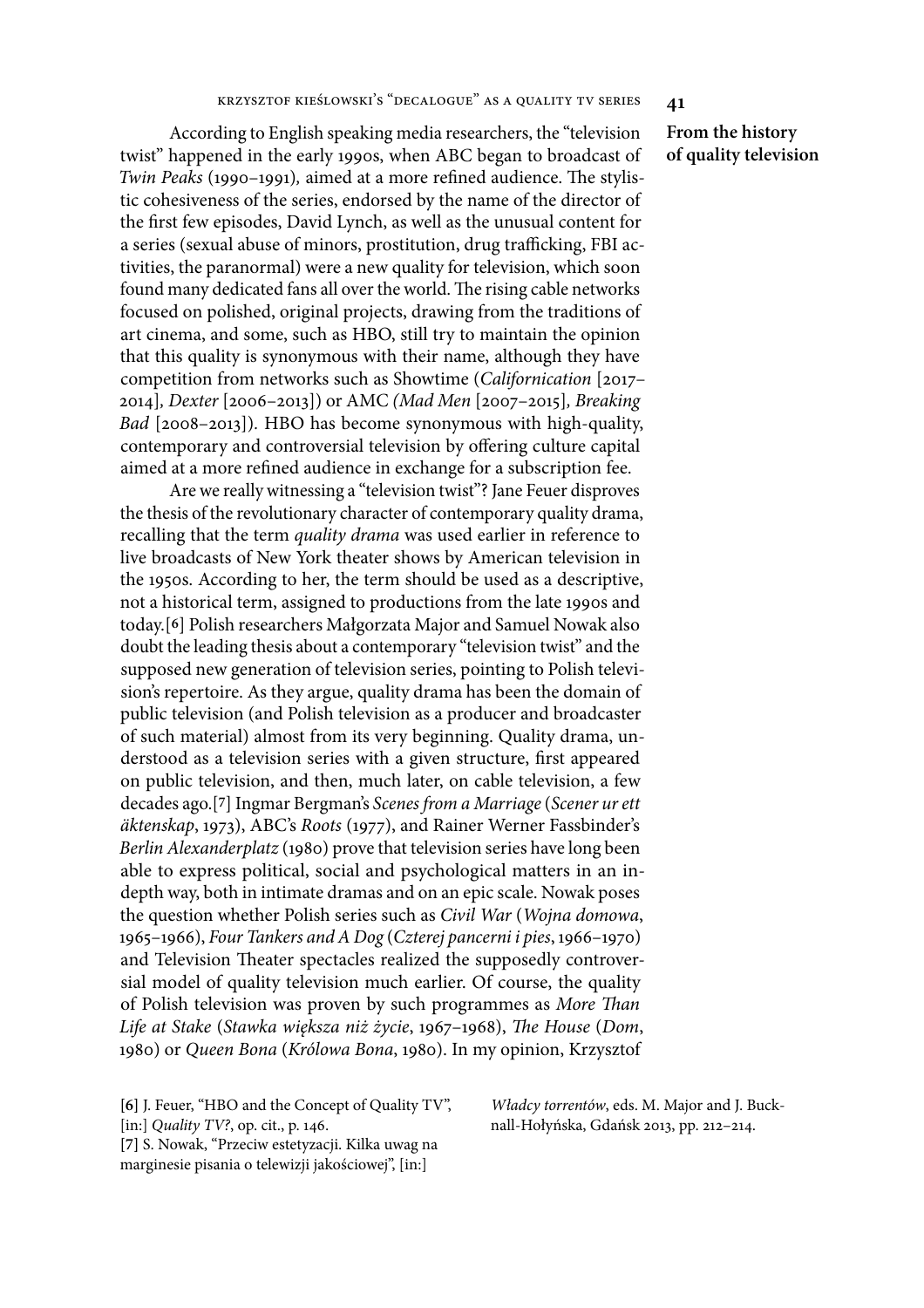## From the history of quality television

According to English speaking media researchers, the "television twist" happened in the early 1990s, when ABC began to broadcast of *Twin Peaks* (1990–1991), aimed at a more refined audience. The stylistic cohesiveness of the series, endorsed by the name of the director of the first few episodes, David Lynch, as well as the unusual content for a series (sexual abuse of minors, prostitution, drug trafficking, FBI activities, the paranormal) were a new quality for television, which soon found many dedicated fans all over the world. The rising cable networks focused on polished, original projects, drawing from the traditions of art cinema, and some, such as HBO, still try to maintain the opinion that this quality is synonymous with their name, although they have competition from networks such as Showtime (*Californication* [2017–2014], *Dexter* [2006–2013]) or AMC (*Mad Men* [2007–2015], *Breaking Bad* [2008–2013]). HBO has become synonymous with high-quality, contemporary and controversial television by offering culture capital aimed at a more refined audience in exchange for a subscription fee.

Are we really witnessing a "television twist"? Jane Feuer disproves the thesis of the revolutionary character of contemporary quality drama, recalling that the term *quality drama* was used earlier in reference to live broadcasts of New York theater shows by American television in the 1950s. According to her, the term should be used as a descriptive, not a historical term, assigned to productions from the late 1990s and today.[6] Polish researchers Małgorzata Major and Samuel Nowak also doubt the leading thesis about a contemporary "television twist" and the supposed new generation of television series, pointing to Polish television's repertoire. As they argue, quality drama has been the domain of public television (and Polish television as a producer and broadcaster of such material) almost from its very beginning. Quality drama, understood as a television series with a given structure, first appeared on public television, and then, much later, on cable television, a few decades ago.[7] Ingmar Bergman's *Scenes from a Marriage* (*Scener ur ett äktenskap*, 1973), ABC's *Roots* (1977), and Rainer Werner Fassbinder's *Berlin Alexanderplatz* (1980) prove that television series have long been able to express political, social and psychological matters in an in-depth way, both in intimate dramas and on an epic scale. Nowak poses the question whether Polish series such as *Civil War* (*Wojna domowa*, 1965–1966), *Four Tankers and A Dog* (*Czterej pancerni i pies*, 1966–1970) and Television Theater spectacles realized the supposedly controversial model of quality television much earlier. Of course, the quality of Polish television was proven by such programmes as *More Than Life at Stake* (*Stawka większa niż życie*, 1967–1968), *The House* (*Dom*, 1980) or *Queen Bona* (*Królowa Bona*, 1980). In my opinion, Krzysztof

[6] J. Feuer, "HBO and the Concept of Quality TV", [in:] *Quality TV?*, op. cit., p. 146.

[7] S. Nowak, "Przeciw estetyzacji. Kilka uwag na marginesie pisania o telewizji jakościowej", [in:] *Władcy torrentów*, eds. M. Major and J. Bucknall-Hołyńska, Gdańsk 2013, pp. 212–214.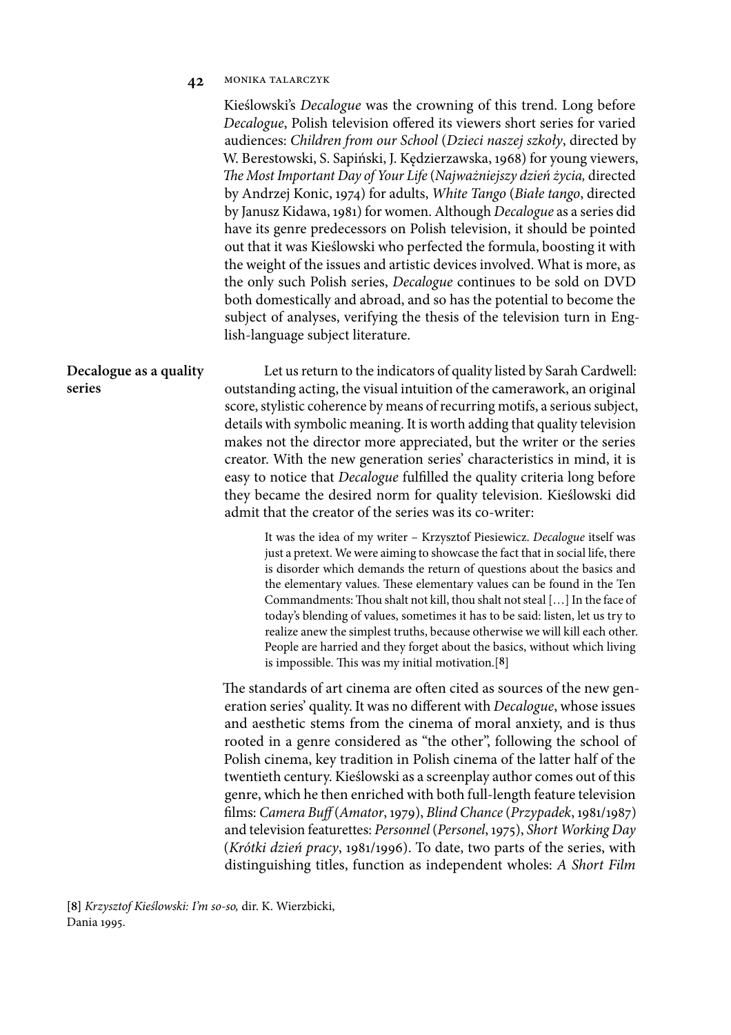Kieślowski's *Decalogue* was the crowning of this trend. Long before *Decalogue*, Polish television offered its viewers short series for varied audiences: *Children from our School* (*Dzieci naszej szkoły*, directed by W. Berestowski, S. Sapiński, J. Kędzierzawska, 1968) for young viewers, *The Most Important Day of Your Life* (*Najważniejszy dzień życia,* directed by Andrzej Konic, 1974) for adults, *White Tango* (*Białe tango*, directed by Janusz Kidawa, 1981) for women. Although *Decalogue* as a series did have its genre predecessors on Polish television, it should be pointed out that it was Kieślowski who perfected the formula, boosting it with the weight of the issues and artistic devices involved. What is more, as the only such Polish series, *Decalogue* continues to be sold on DVD both domestically and abroad, and so has the potential to become the subject of analyses, verifying the thesis of the television turn in English-language subject literature.

## Decalogue as a quality series

Let us return to the indicators of quality listed by Sarah Cardwell: outstanding acting, the visual intuition of the camerawork, an original score, stylistic coherence by means of recurring motifs, a serious subject, details with symbolic meaning. It is worth adding that quality television makes not the director more appreciated, but the writer or the series creator. With the new generation series' characteristics in mind, it is easy to notice that *Decalogue* fulfilled the quality criteria long before they became the desired norm for quality television. Kieślowski did admit that the creator of the series was its co-writer:

> It was the idea of my writer – Krzysztof Piesiewicz. *Decalogue* itself was just a pretext. We were aiming to showcase the fact that in social life, there is disorder which demands the return of questions about the basics and the elementary values. These elementary values can be found in the Ten Commandments: Thou shalt not kill, thou shalt not steal […] In the face of today's blending of values, sometimes it has to be said: listen, let us try to realize anew the simplest truths, because otherwise we will kill each other. People are harried and they forget about the basics, without which living is impossible. This was my initial motivation.[8]

The standards of art cinema are often cited as sources of the new generation series' quality. It was no different with *Decalogue*, whose issues and aesthetic stems from the cinema of moral anxiety, and is thus rooted in a genre considered as "the other", following the school of Polish cinema, key tradition in Polish cinema of the latter half of the twentieth century. Kieślowski as a screenplay author comes out of this genre, which he then enriched with both full-length feature television films: *Camera Buff* (*Amator*, 1979), *Blind Chance* (*Przypadek*, 1981/1987) and television featurettes: *Personnel* (*Personel*, 1975), *Short Working Day* (*Krótki dzień pracy*, 1981/1996). To date, two parts of the series, with distinguishing titles, function as independent wholes: *A Short Film*

[8] *Krzysztof Kieślowski: I'm so-so,* dir. K. Wierzbicki, Dania 1995.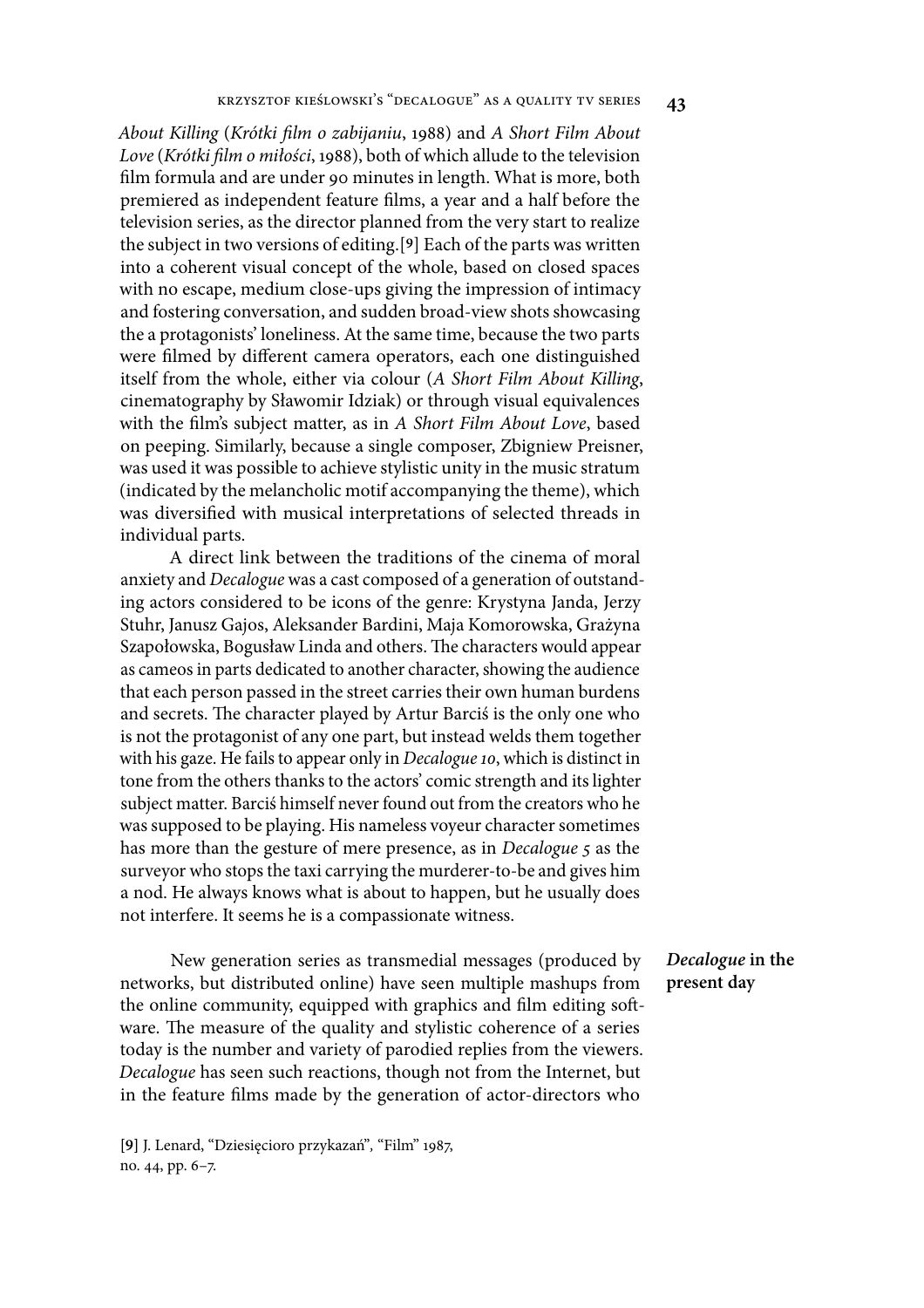*About Killing* (*Krótki film o zabijaniu*, 1988) and *A Short Film About Love* (*Krótki film o miłości*, 1988), both of which allude to the television film formula and are under 90 minutes in length. What is more, both premiered as independent feature films, a year and a half before the television series, as the director planned from the very start to realize the subject in two versions of editing.[9] Each of the parts was written into a coherent visual concept of the whole, based on closed spaces with no escape, medium close-ups giving the impression of intimacy and fostering conversation, and sudden broad-view shots showcasing the a protagonists' loneliness. At the same time, because the two parts were filmed by different camera operators, each one distinguished itself from the whole, either via colour (*A Short Film About Killing*, cinematography by Sławomir Idziak) or through visual equivalences with the film's subject matter, as in *A Short Film About Love*, based on peeping. Similarly, because a single composer, Zbigniew Preisner, was used it was possible to achieve stylistic unity in the music stratum (indicated by the melancholic motif accompanying the theme), which was diversified with musical interpretations of selected threads in individual parts.

A direct link between the traditions of the cinema of moral anxiety and *Decalogue* was a cast composed of a generation of outstanding actors considered to be icons of the genre: Krystyna Janda, Jerzy Stuhr, Janusz Gajos, Aleksander Bardini, Maja Komorowska, Grażyna Szapołowska, Bogusław Linda and others. The characters would appear as cameos in parts dedicated to another character, showing the audience that each person passed in the street carries their own human burdens and secrets. The character played by Artur Barciś is the only one who is not the protagonist of any one part, but instead welds them together with his gaze. He fails to appear only in *Decalogue 10*, which is distinct in tone from the others thanks to the actors' comic strength and its lighter subject matter. Barciś himself never found out from the creators who he was supposed to be playing. His nameless voyeur character sometimes has more than the gesture of mere presence, as in *Decalogue 5* as the surveyor who stops the taxi carrying the murderer-to-be and gives him a nod. He always knows what is about to happen, but he usually does not interfere. It seems he is a compassionate witness.

## *Decalogue* in the present day

New generation series as transmedial messages (produced by networks, but distributed online) have seen multiple mashups from the online community, equipped with graphics and film editing software. The measure of the quality and stylistic coherence of a series today is the number and variety of parodied replies from the viewers. *Decalogue* has seen such reactions, though not from the Internet, but in the feature films made by the generation of actor-directors who

[9] J. Lenard, "Dziesięcioro przykazań", "Film" 1987, no. 44, pp. 6–7.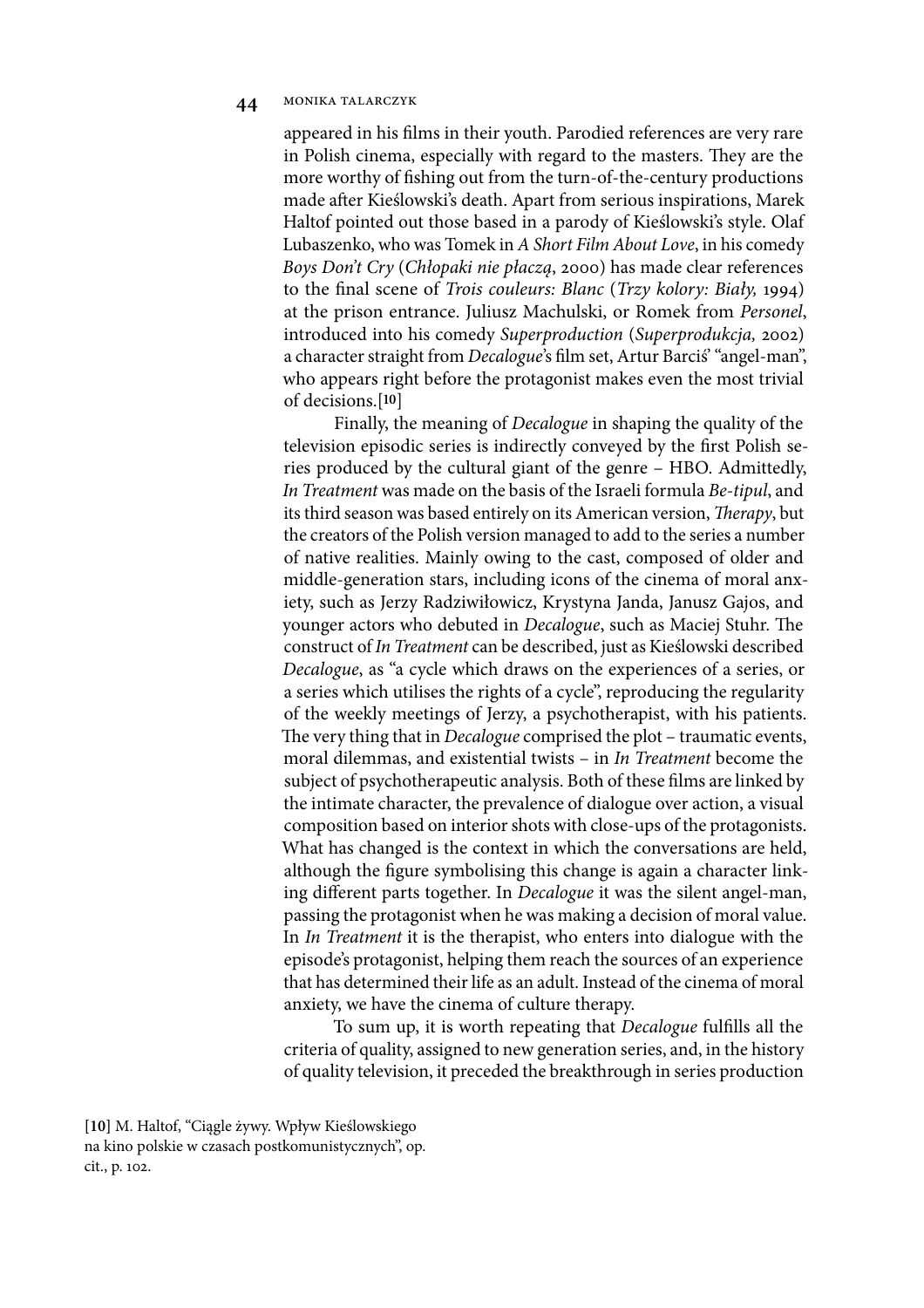appeared in his films in their youth. Parodied references are very rare in Polish cinema, especially with regard to the masters. They are the more worthy of fishing out from the turn-of-the-century productions made after Kieślowski's death. Apart from serious inspirations, Marek Haltof pointed out those based in a parody of Kieślowski's style. Olaf Lubaszenko, who was Tomek in *A Short Film About Love*, in his comedy *Boys Don't Cry* (*Chłopaki nie płaczą*, 2000) has made clear references to the final scene of *Trois couleurs: Blanc* (*Trzy kolory: Biały,* 1994) at the prison entrance. Juliusz Machulski, or Romek from *Personel*, introduced into his comedy *Superproduction* (*Superprodukcja,* 2002) a character straight from *Decalogue*'s film set, Artur Barciś' "angel-man", who appears right before the protagonist makes even the most trivial of decisions.[10]

Finally, the meaning of *Decalogue* in shaping the quality of the television episodic series is indirectly conveyed by the first Polish series produced by the cultural giant of the genre – HBO. Admittedly, *In Treatment* was made on the basis of the Israeli formula *Be-tipul*, and its third season was based entirely on its American version, *Therapy*, but the creators of the Polish version managed to add to the series a number of native realities. Mainly owing to the cast, composed of older and middle-generation stars, including icons of the cinema of moral anxiety, such as Jerzy Radziwiłowicz, Krystyna Janda, Janusz Gajos, and younger actors who debuted in *Decalogue*, such as Maciej Stuhr. The construct of *In Treatment* can be described, just as Kieślowski described *Decalogue*, as "a cycle which draws on the experiences of a series, or a series which utilises the rights of a cycle", reproducing the regularity of the weekly meetings of Jerzy, a psychotherapist, with his patients. The very thing that in *Decalogue* comprised the plot – traumatic events, moral dilemmas, and existential twists – in *In Treatment* become the subject of psychotherapeutic analysis. Both of these films are linked by the intimate character, the prevalence of dialogue over action, a visual composition based on interior shots with close-ups of the protagonists. What has changed is the context in which the conversations are held, although the figure symbolising this change is again a character linking different parts together. In *Decalogue* it was the silent angel-man, passing the protagonist when he was making a decision of moral value. In *In Treatment* it is the therapist, who enters into dialogue with the episode's protagonist, helping them reach the sources of an experience that has determined their life as an adult. Instead of the cinema of moral anxiety, we have the cinema of culture therapy.

To sum up, it is worth repeating that *Decalogue* fulfills all the criteria of quality, assigned to new generation series, and, in the history of quality television, it preceded the breakthrough in series production

[10] M. Haltof, "Ciągle żywy. Wpływ Kieślowskiego na kino polskie w czasach postkomunistycznych", op. cit., p. 102.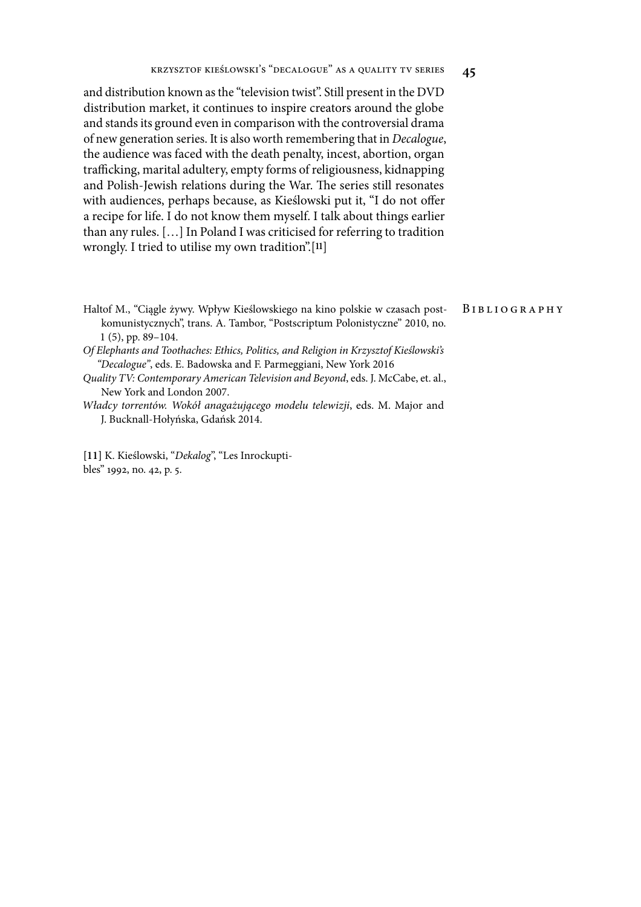and distribution known as the "television twist". Still present in the DVD distribution market, it continues to inspire creators around the globe and stands its ground even in comparison with the controversial drama of new generation series. It is also worth remembering that in *Decalogue*, the audience was faced with the death penalty, incest, abortion, organ trafficking, marital adultery, empty forms of religiousness, kidnapping and Polish-Jewish relations during the War. The series still resonates with audiences, perhaps because, as Kieślowski put it, "I do not offer a recipe for life. I do not know them myself. I talk about things earlier than any rules. [...] In Poland I was criticised for referring to tradition wrongly. I tried to utilise my own tradition".[11]

## Bibliography

Haltof M., "Ciągle żywy. Wpływ Kieślowskiego na kino polskie w czasach post-komunistycznych", trans. A. Tambor, "Postscriptum Polonistyczne" 2010, no. 1 (5), pp. 89–104.

*Of Elephants and Toothaches: Ethics, Politics, and Religion in Krzysztof Kieślowski's "Decalogue"*, eds. E. Badowska and F. Parmeggiani, New York 2016

*Quality TV: Contemporary American Television and Beyond*, eds. J. McCabe, et. al., New York and London 2007.

*Władcy torrentów. Wokół anagażującego modelu telewizji*, eds. M. Major and J. Bucknall-Hołyńska, Gdańsk 2014.

[11] K. Kieślowski, "*Dekalog*", "Les Inrockuptibles" 1992, no. 42, p. 5.